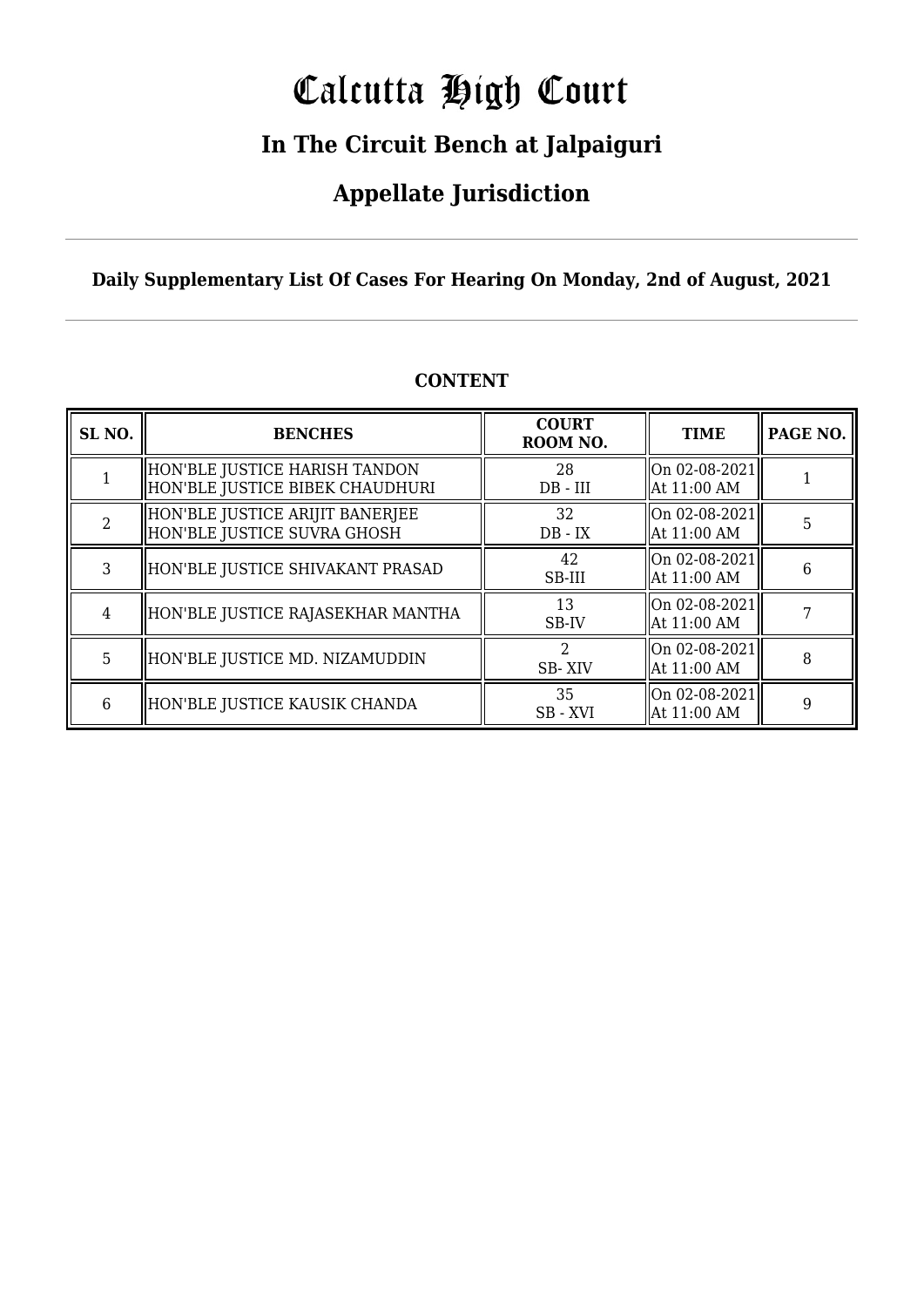# Calcutta High Court

## In The Circuit Bench at Jalpaiguri

## Appellate Jurisdiction

**Daily Supplementary List Of Cases For Hearing On Monday, 2nd of August, 2021**

### CONTENT

| SL NO. | BENCHES | COURT ROOM NO. | TIME | PAGE NO. |
|---|---|---|---|---|
| 1 | HON'BLE JUSTICE HARISH TANDON<br>HON'BLE JUSTICE BIBEK CHAUDHURI | 28<br>DB - III | On 02-08-2021<br>At 11:00 AM | 1 |
| 2 | HON'BLE JUSTICE ARIJIT BANERJEE<br>HON'BLE JUSTICE SUVRA GHOSH | 32<br>DB - IX | On 02-08-2021<br>At 11:00 AM | 5 |
| 3 | HON'BLE JUSTICE SHIVAKANT PRASAD | 42<br>SB-III | On 02-08-2021<br>At 11:00 AM | 6 |
| 4 | HON'BLE JUSTICE RAJASEKHAR MANTHA | 13<br>SB-IV | On 02-08-2021<br>At 11:00 AM | 7 |
| 5 | HON'BLE JUSTICE MD. NIZAMUDDIN | 2<br>SB- XIV | On 02-08-2021<br>At 11:00 AM | 8 |
| 6 | HON'BLE JUSTICE KAUSIK CHANDA | 35<br>SB - XVI | On 02-08-2021<br>At 11:00 AM | 9 |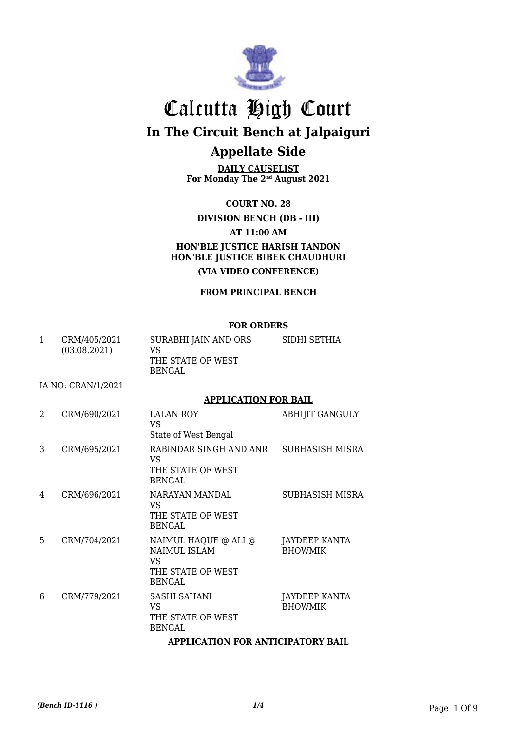# Calcutta High Court

## In The Circuit Bench at Jalpaiguri

## Appellate Side

**DAILY CAUSELIST**
**For Monday The 2nd August 2021**

**COURT NO. 28**

**DIVISION BENCH (DB - III)**

**AT 11:00 AM**

**HON'BLE JUSTICE HARISH TANDON**
**HON'BLE JUSTICE BIBEK CHAUDHURI**

**(VIA VIDEO CONFERENCE)**

**FROM PRINCIPAL BENCH**

---

**FOR ORDERS**

| | | | |
|---|---|---|---|
| 1 | CRM/405/2021 (03.08.2021) | SURABHI JAIN AND ORS VS THE STATE OF WEST BENGAL | SIDHI SETHIA |

IA NO: CRAN/1/2021

**APPLICATION FOR BAIL**

| | | | |
|---|---|---|---|
| 2 | CRM/690/2021 | LALAN ROY VS State of West Bengal | ABHIJIT GANGULY |
| 3 | CRM/695/2021 | RABINDAR SINGH AND ANR VS THE STATE OF WEST BENGAL | SUBHASISH MISRA |
| 4 | CRM/696/2021 | NARAYAN MANDAL VS THE STATE OF WEST BENGAL | SUBHASISH MISRA |
| 5 | CRM/704/2021 | NAIMUL HAQUE @ ALI @ NAIMUL ISLAM VS THE STATE OF WEST BENGAL | JAYDEEP KANTA BHOWMIK |
| 6 | CRM/779/2021 | SASHI SAHANI VS THE STATE OF WEST BENGAL | JAYDEEP KANTA BHOWMIK |

**APPLICATION FOR ANTICIPATORY BAIL**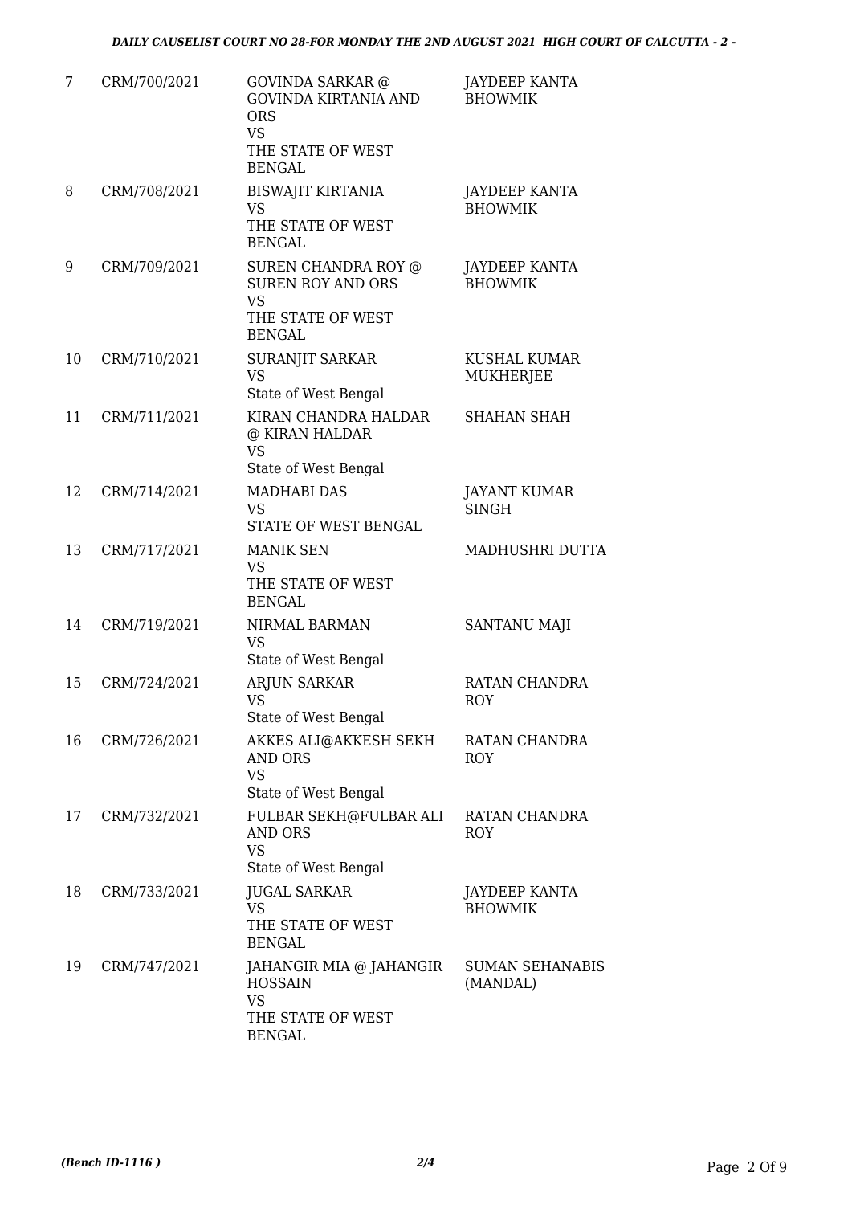| 7 | CRM/700/2021 | GOVINDA SARKAR @ GOVINDA KIRTANIA AND ORS<br>VS<br>THE STATE OF WEST BENGAL | JAYDEEP KANTA BHOWMIK |
|---|---|---|---|
| 8 | CRM/708/2021 | BISWAJIT KIRTANIA<br>VS<br>THE STATE OF WEST BENGAL | JAYDEEP KANTA BHOWMIK |
| 9 | CRM/709/2021 | SUREN CHANDRA ROY @ SUREN ROY AND ORS<br>VS<br>THE STATE OF WEST BENGAL | JAYDEEP KANTA BHOWMIK |
| 10 | CRM/710/2021 | SURANJIT SARKAR<br>VS<br>State of West Bengal | KUSHAL KUMAR MUKHERJEE |
| 11 | CRM/711/2021 | KIRAN CHANDRA HALDAR @ KIRAN HALDAR<br>VS<br>State of West Bengal | SHAHAN SHAH |
| 12 | CRM/714/2021 | MADHABI DAS<br>VS<br>STATE OF WEST BENGAL | JAYANT KUMAR SINGH |
| 13 | CRM/717/2021 | MANIK SEN<br>VS<br>THE STATE OF WEST BENGAL | MADHUSHRI DUTTA |
| 14 | CRM/719/2021 | NIRMAL BARMAN<br>VS<br>State of West Bengal | SANTANU MAJI |
| 15 | CRM/724/2021 | ARJUN SARKAR<br>VS<br>State of West Bengal | RATAN CHANDRA ROY |
| 16 | CRM/726/2021 | AKKES ALI@AKKESH SEKH AND ORS<br>VS<br>State of West Bengal | RATAN CHANDRA ROY |
| 17 | CRM/732/2021 | FULBAR SEKH@FULBAR ALI AND ORS<br>VS<br>State of West Bengal | RATAN CHANDRA ROY |
| 18 | CRM/733/2021 | JUGAL SARKAR<br>VS<br>THE STATE OF WEST BENGAL | JAYDEEP KANTA BHOWMIK |
| 19 | CRM/747/2021 | JAHANGIR MIA @ JAHANGIR HOSSAIN<br>VS<br>THE STATE OF WEST BENGAL | SUMAN SEHANABIS (MANDAL) |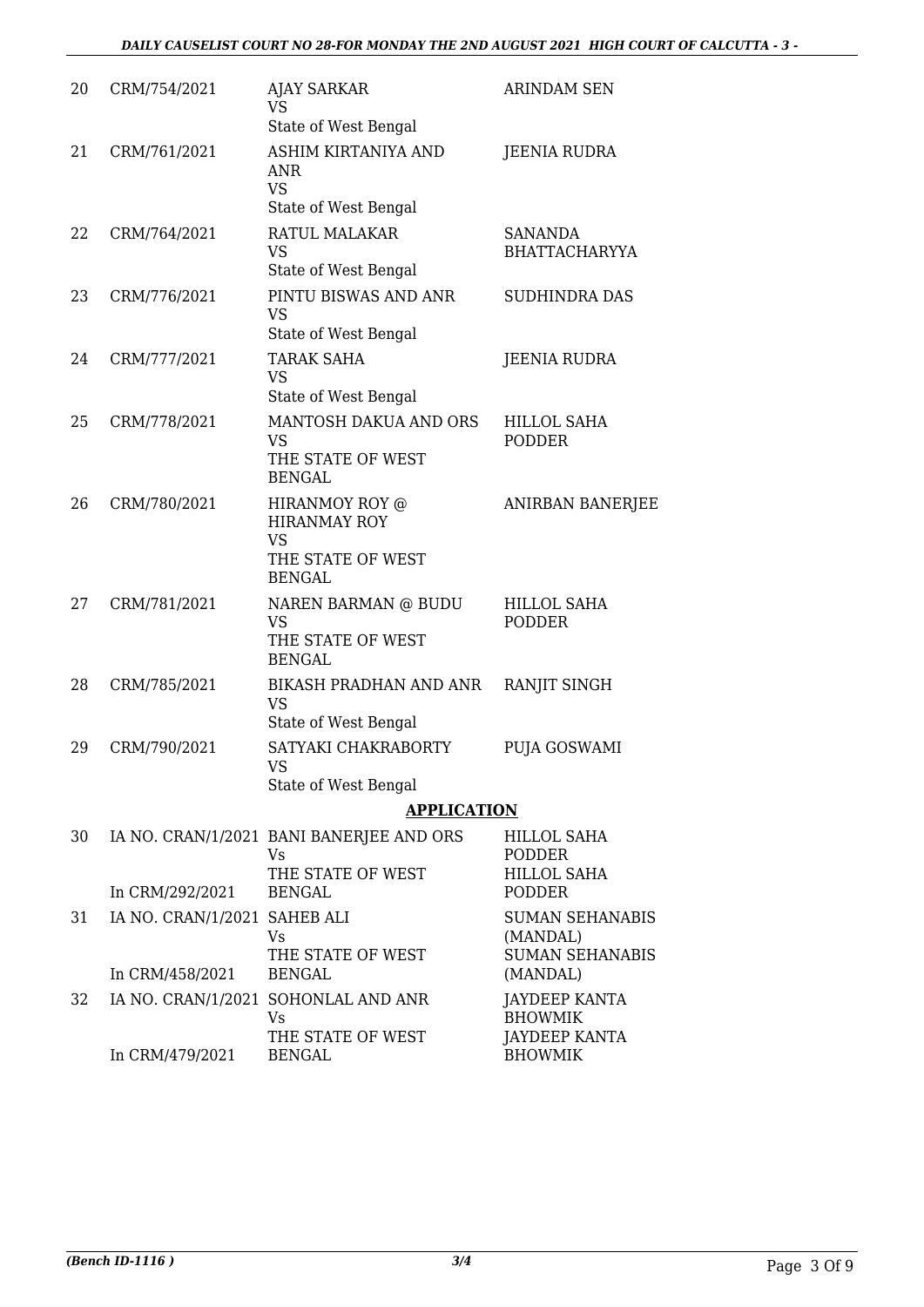| | | | |
|---|---|---|---|
| 20 | CRM/754/2021 | AJAY SARKAR<br>VS<br>State of West Bengal | ARINDAM SEN |
| 21 | CRM/761/2021 | ASHIM KIRTANIYA AND ANR<br>VS<br>State of West Bengal | JEENIA RUDRA |
| 22 | CRM/764/2021 | RATUL MALAKAR<br>VS<br>State of West Bengal | SANANDA BHATTACHARYYA |
| 23 | CRM/776/2021 | PINTU BISWAS AND ANR<br>VS<br>State of West Bengal | SUDHINDRA DAS |
| 24 | CRM/777/2021 | TARAK SAHA<br>VS<br>State of West Bengal | JEENIA RUDRA |
| 25 | CRM/778/2021 | MANTOSH DAKUA AND ORS<br>VS<br>THE STATE OF WEST BENGAL | HILLOL SAHA PODDER |
| 26 | CRM/780/2021 | HIRANMOY ROY @ HIRANMAY ROY<br>VS<br>THE STATE OF WEST BENGAL | ANIRBAN BANERJEE |
| 27 | CRM/781/2021 | NAREN BARMAN @ BUDU<br>VS<br>THE STATE OF WEST BENGAL | HILLOL SAHA PODDER |
| 28 | CRM/785/2021 | BIKASH PRADHAN AND ANR<br>VS<br>State of West Bengal | RANJIT SINGH |
| 29 | CRM/790/2021 | SATYAKI CHAKRABORTY<br>VS<br>State of West Bengal | PUJA GOSWAMI |

**APPLICATION**

| | | | |
|---|---|---|---|
| 30 | IA NO. CRAN/1/2021<br>In CRM/292/2021 | BANI BANERJEE AND ORS<br>Vs<br>THE STATE OF WEST BENGAL | HILLOL SAHA PODDER<br>HILLOL SAHA PODDER |
| 31 | IA NO. CRAN/1/2021<br>In CRM/458/2021 | SAHEB ALI<br>Vs<br>THE STATE OF WEST BENGAL | SUMAN SEHANABIS (MANDAL)<br>SUMAN SEHANABIS (MANDAL) |
| 32 | IA NO. CRAN/1/2021<br>In CRM/479/2021 | SOHONLAL AND ANR<br>Vs<br>THE STATE OF WEST BENGAL | JAYDEEP KANTA BHOWMIK<br>JAYDEEP KANTA BHOWMIK |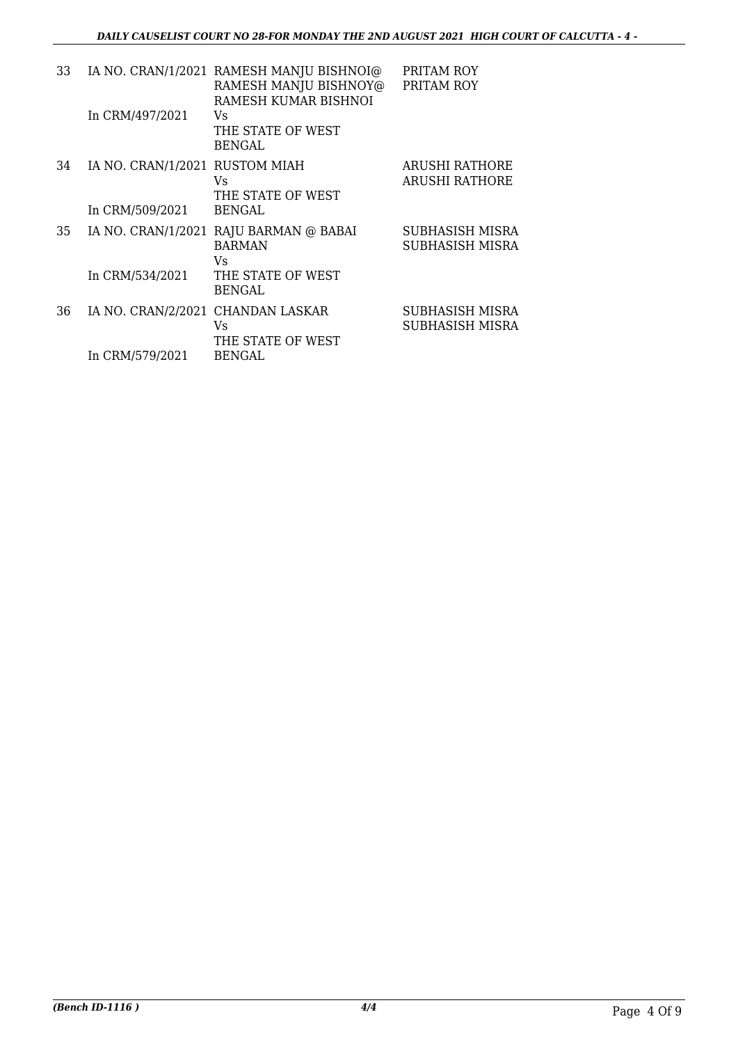| | | | |
|---|---|---|---|
| 33 | IA NO. CRAN/1/2021<br>In CRM/497/2021 | RAMESH MANJU BISHNOI@ RAMESH MANJU BISHNOY@ RAMESH KUMAR BISHNOI<br>Vs<br>THE STATE OF WEST BENGAL | PRITAM ROY<br>PRITAM ROY |
| 34 | IA NO. CRAN/1/2021<br>In CRM/509/2021 | RUSTOM MIAH<br>Vs<br>THE STATE OF WEST BENGAL | ARUSHI RATHORE<br>ARUSHI RATHORE |
| 35 | IA NO. CRAN/1/2021<br>In CRM/534/2021 | RAJU BARMAN @ BABAI BARMAN<br>Vs<br>THE STATE OF WEST BENGAL | SUBHASISH MISRA<br>SUBHASISH MISRA |
| 36 | IA NO. CRAN/2/2021<br>In CRM/579/2021 | CHANDAN LASKAR<br>Vs<br>THE STATE OF WEST BENGAL | SUBHASISH MISRA<br>SUBHASISH MISRA |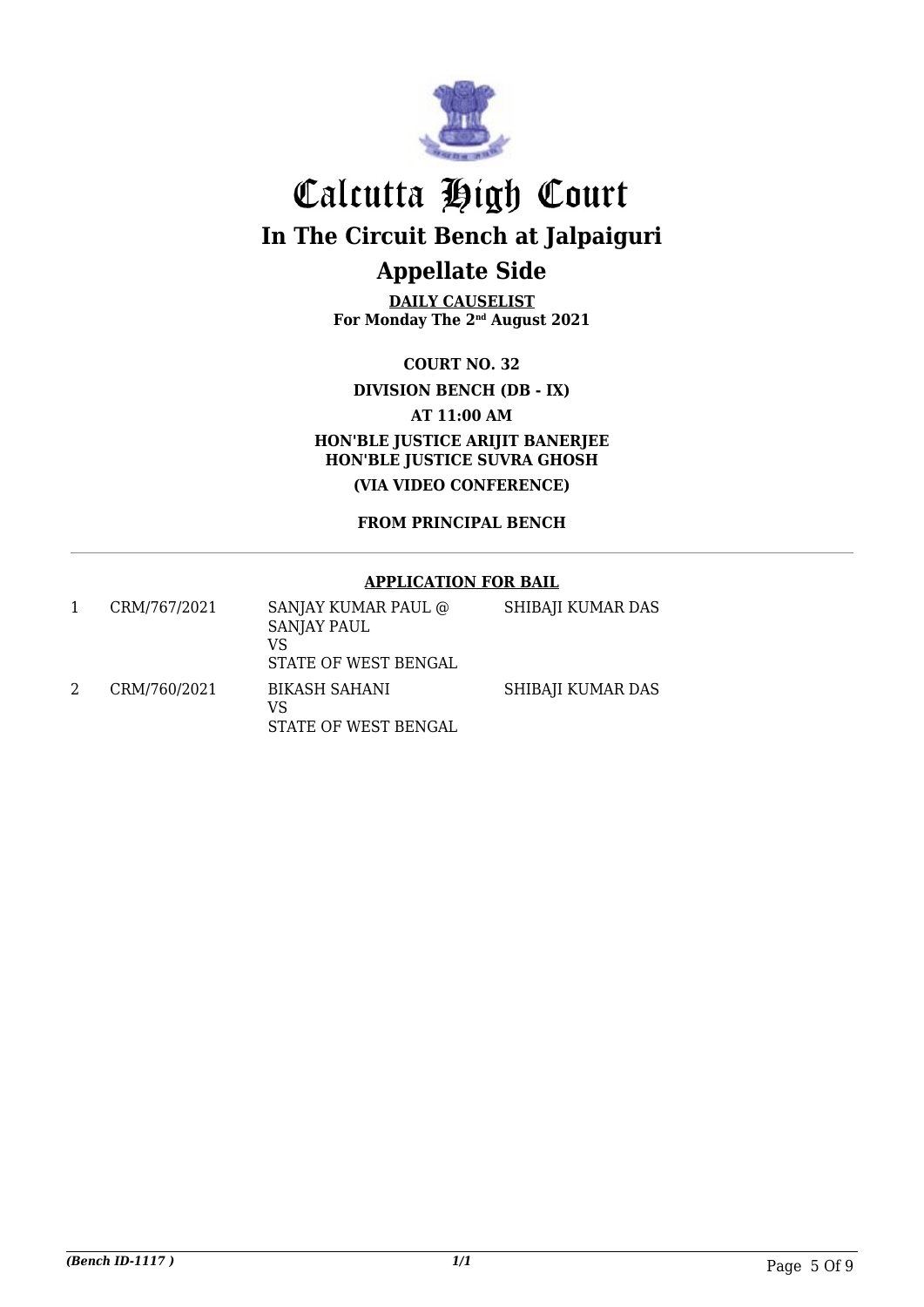# Calcutta High Court

## In The Circuit Bench at Jalpaiguri

## Appellate Side

**DAILY CAUSELIST**
**For Monday The 2nd August 2021**

**COURT NO. 32**

**DIVISION BENCH (DB - IX)**

**AT 11:00 AM**

**HON'BLE JUSTICE ARIJIT BANERJEE**
**HON'BLE JUSTICE SUVRA GHOSH**

**(VIA VIDEO CONFERENCE)**

**FROM PRINCIPAL BENCH**

**APPLICATION FOR BAIL**

| | | | |
|---|---|---|---|
| 1 | CRM/767/2021 | SANJAY KUMAR PAUL @ SANJAY PAUL<br>VS<br>STATE OF WEST BENGAL | SHIBAJI KUMAR DAS |
| 2 | CRM/760/2021 | BIKASH SAHANI<br>VS<br>STATE OF WEST BENGAL | SHIBAJI KUMAR DAS |

*(Bench ID-1117 )* *1/1*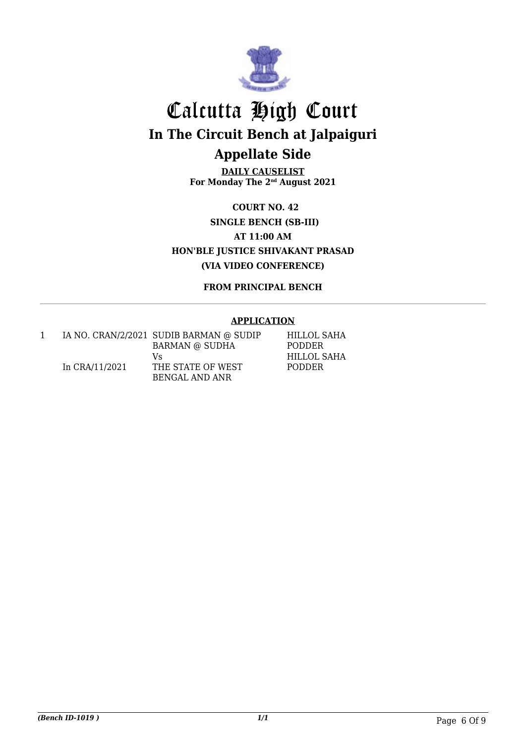# Calcutta High Court

## In The Circuit Bench at Jalpaiguri

## Appellate Side

**DAILY CAUSELIST**
**For Monday The 2nd August 2021**

**COURT NO. 42**
**SINGLE BENCH (SB-III)**
**AT 11:00 AM**
**HON'BLE JUSTICE SHIVAKANT PRASAD**
**(VIA VIDEO CONFERENCE)**

**FROM PRINCIPAL BENCH**

---

**APPLICATION**

| | | | |
|---|---|---|---|
| 1 | IA NO. CRAN/2/2021<br>In CRA/11/2021 | SUDIB BARMAN @ SUDIP BARMAN @ SUDHA<br>Vs<br>THE STATE OF WEST BENGAL AND ANR | HILLOL SAHA PODDER<br>HILLOL SAHA PODDER |

*(Bench ID-1019 )*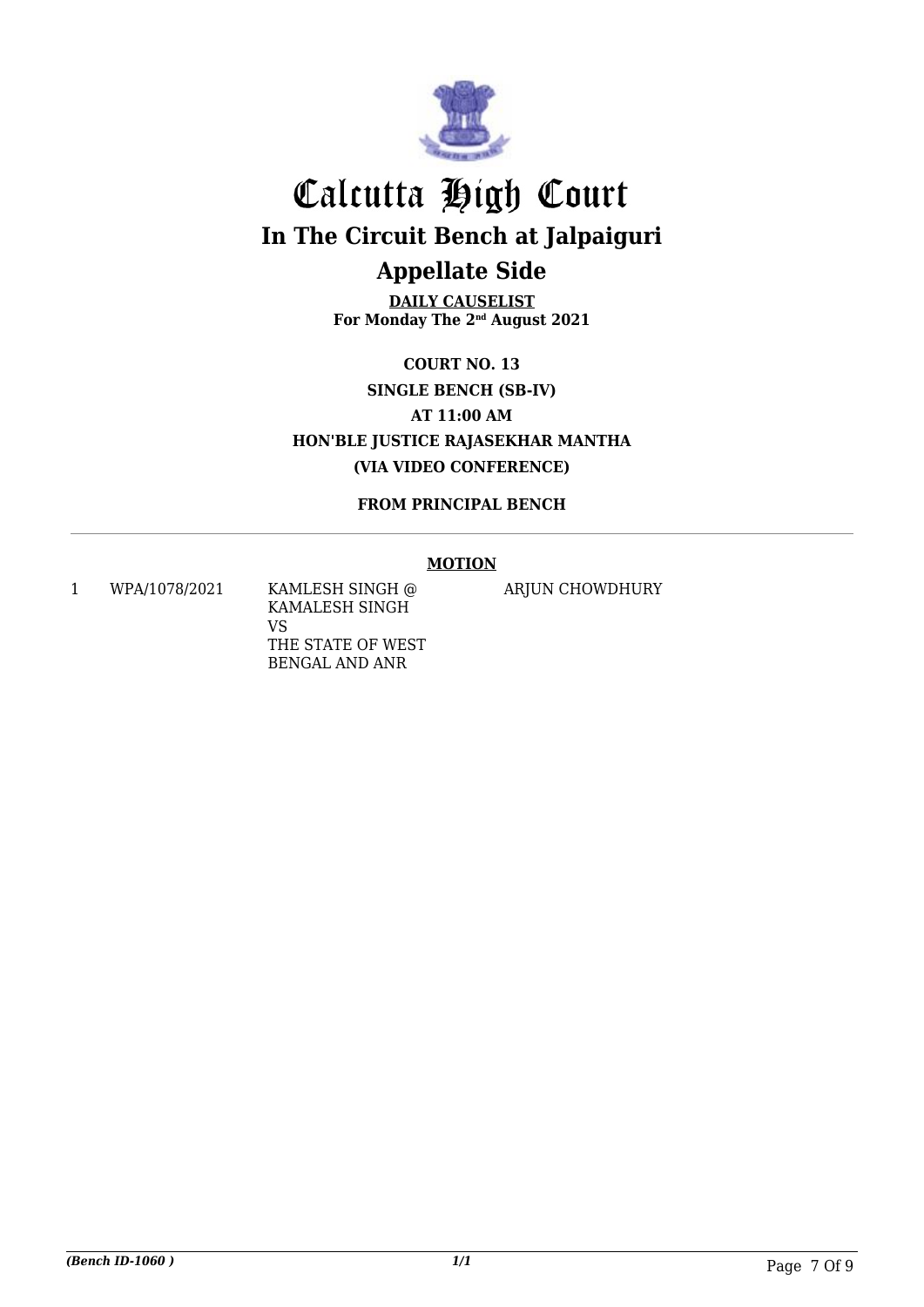# Calcutta High Court

## In The Circuit Bench at Jalpaiguri

## Appellate Side

**DAILY CAUSELIST**
**For Monday The 2nd August 2021**

**COURT NO. 13**
**SINGLE BENCH (SB-IV)**
**AT 11:00 AM**
**HON'BLE JUSTICE RAJASEKHAR MANTHA**
**(VIA VIDEO CONFERENCE)**

**FROM PRINCIPAL BENCH**

**MOTION**

| | | | |
|---|---|---|---|
| 1 | WPA/1078/2021 | KAMLESH SINGH @ KAMALESH SINGH VS THE STATE OF WEST BENGAL AND ANR | ARJUN CHOWDHURY |

*(Bench ID-1060 )* 1/1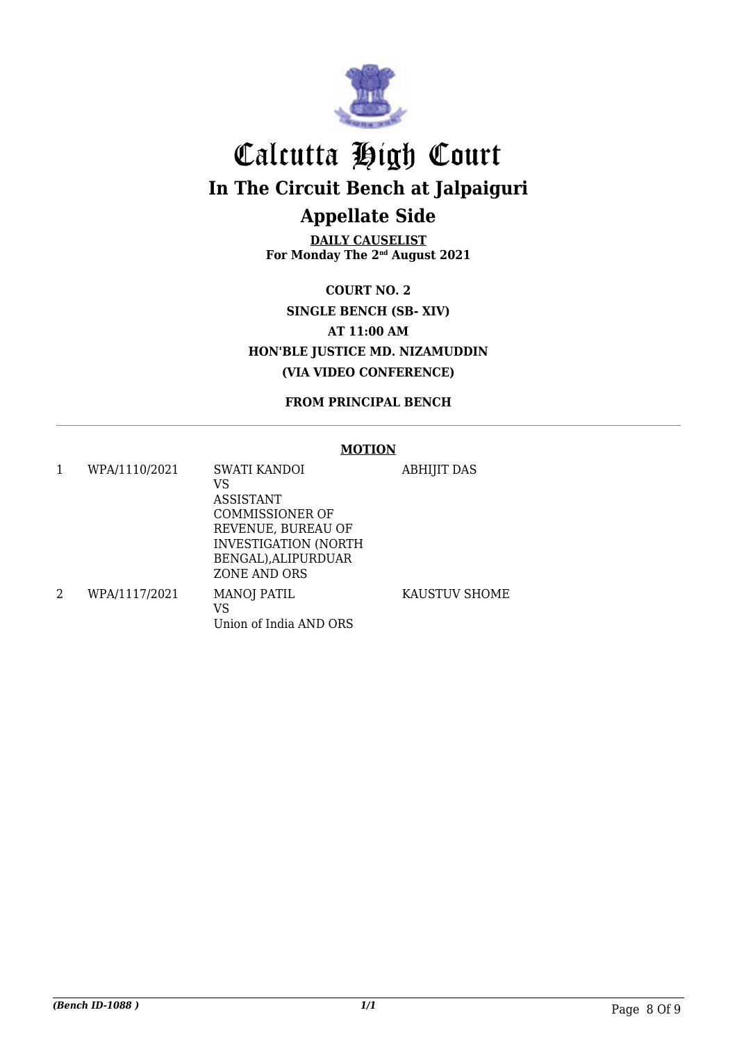# Calcutta High Court

## In The Circuit Bench at Jalpaiguri

## Appellate Side

**DAILY CAUSELIST**
**For Monday The 2nd August 2021**

**COURT NO. 2**
**SINGLE BENCH (SB- XIV)**
**AT 11:00 AM**
**HON'BLE JUSTICE MD. NIZAMUDDIN**
**(VIA VIDEO CONFERENCE)**

**FROM PRINCIPAL BENCH**

**MOTION**

| | | | |
|---|---|---|---|
| 1 | WPA/1110/2021 | SWATI KANDOI VS ASSISTANT COMMISSIONER OF REVENUE, BUREAU OF INVESTIGATION (NORTH BENGAL),ALIPURDUAR ZONE AND ORS | ABHIJIT DAS |
| 2 | WPA/1117/2021 | MANOJ PATIL VS Union of India AND ORS | KAUSTUV SHOME |

*(Bench ID-1088 )*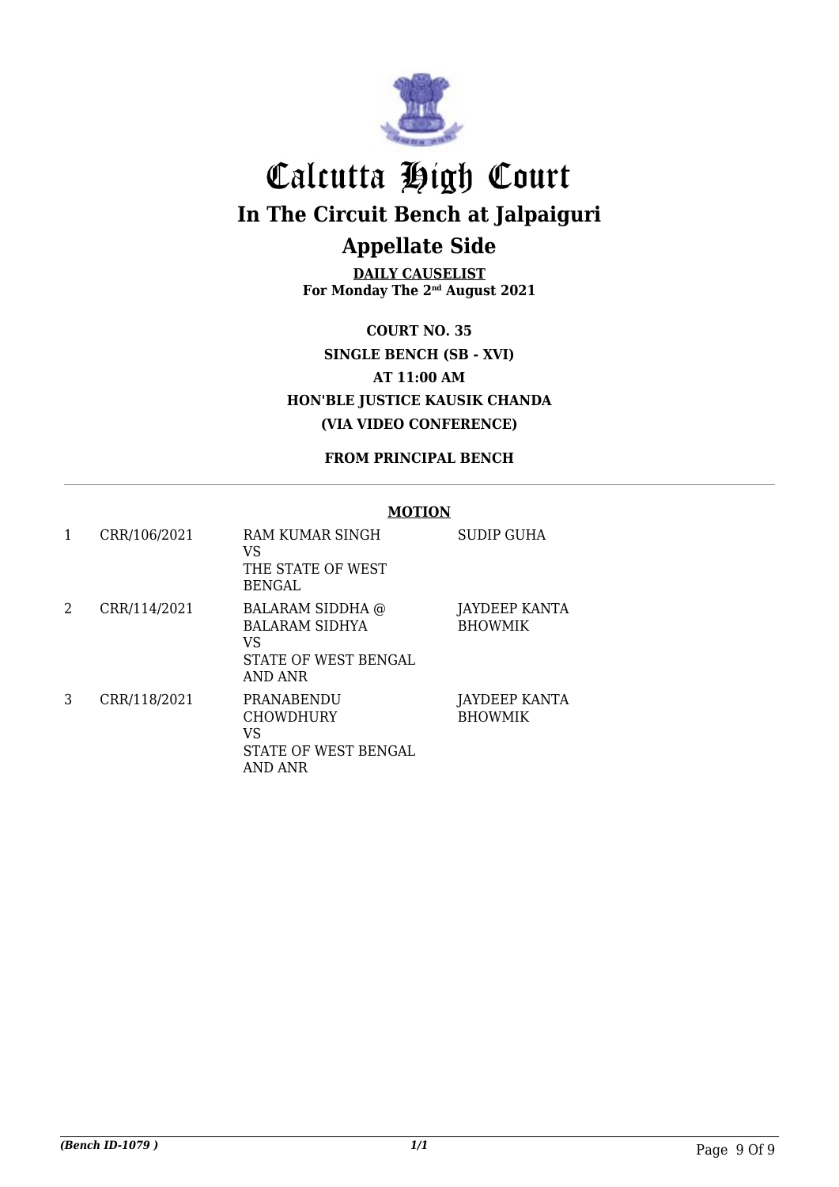# Calcutta High Court

## In The Circuit Bench at Jalpaiguri

## Appellate Side

**DAILY CAUSELIST**
**For Monday The 2nd August 2021**

**COURT NO. 35**
**SINGLE BENCH (SB - XVI)**
**AT 11:00 AM**
**HON'BLE JUSTICE KAUSIK CHANDA**
**(VIA VIDEO CONFERENCE)**

**FROM PRINCIPAL BENCH**

**MOTION**

| | | | |
|---|---|---|---|
| 1 | CRR/106/2021 | RAM KUMAR SINGH VS THE STATE OF WEST BENGAL | SUDIP GUHA |
| 2 | CRR/114/2021 | BALARAM SIDDHA @ BALARAM SIDHYA VS STATE OF WEST BENGAL AND ANR | JAYDEEP KANTA BHOWMIK |
| 3 | CRR/118/2021 | PRANABENDU CHOWDHURY VS STATE OF WEST BENGAL AND ANR | JAYDEEP KANTA BHOWMIK |

*(Bench ID-1079 )* *1/1*